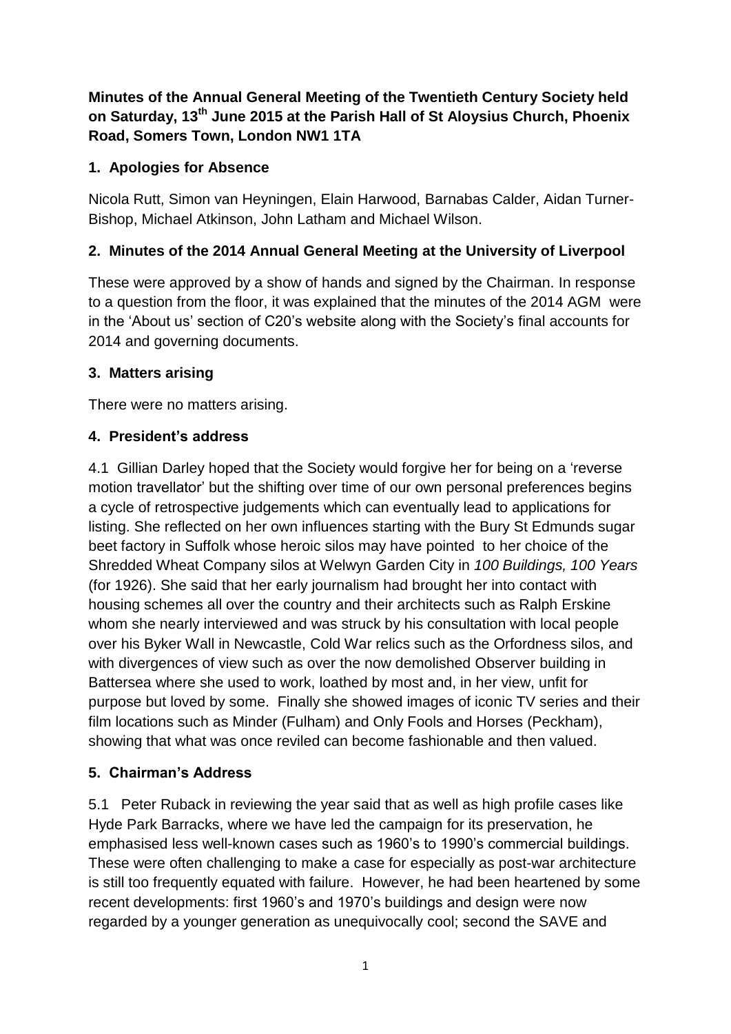**Minutes of the Annual General Meeting of the Twentieth Century Society held on Saturday, 13th June 2015 at the Parish Hall of St Aloysius Church, Phoenix Road, Somers Town, London NW1 1TA**

## 1. Apologies for Absence

Nicola Rutt, Simon van Heyningen, Elain Harwood, Barnabas Calder, Aidan Turner-Bishop, Michael Atkinson, John Latham and Michael Wilson.

## 2. Minutes of the 2014 Annual General Meeting at the University of Liverpool

These were approved by a show of hands and signed by the Chairman. In response to a question from the floor, it was explained that the minutes of the 2014 AGM were in the 'About us' section of C20's website along with the Society's final accounts for 2014 and governing documents.

## 3. Matters arising

There were no matters arising.

## 4. President's address

4.1 Gillian Darley hoped that the Society would forgive her for being on a 'reverse motion travellator' but the shifting over time of our own personal preferences begins a cycle of retrospective judgements which can eventually lead to applications for listing. She reflected on her own influences starting with the Bury St Edmunds sugar beet factory in Suffolk whose heroic silos may have pointed to her choice of the Shredded Wheat Company silos at Welwyn Garden City in *100 Buildings, 100 Years* (for 1926). She said that her early journalism had brought her into contact with housing schemes all over the country and their architects such as Ralph Erskine whom she nearly interviewed and was struck by his consultation with local people over his Byker Wall in Newcastle, Cold War relics such as the Orfordness silos, and with divergences of view such as over the now demolished Observer building in Battersea where she used to work, loathed by most and, in her view, unfit for purpose but loved by some. Finally she showed images of iconic TV series and their film locations such as Minder (Fulham) and Only Fools and Horses (Peckham), showing that what was once reviled can become fashionable and then valued.

## 5. Chairman's Address

5.1 Peter Ruback in reviewing the year said that as well as high profile cases like Hyde Park Barracks, where we have led the campaign for its preservation, he emphasised less well-known cases such as 1960's to 1990's commercial buildings. These were often challenging to make a case for especially as post-war architecture is still too frequently equated with failure. However, he had been heartened by some recent developments: first 1960's and 1970's buildings and design were now regarded by a younger generation as unequivocally cool; second the SAVE and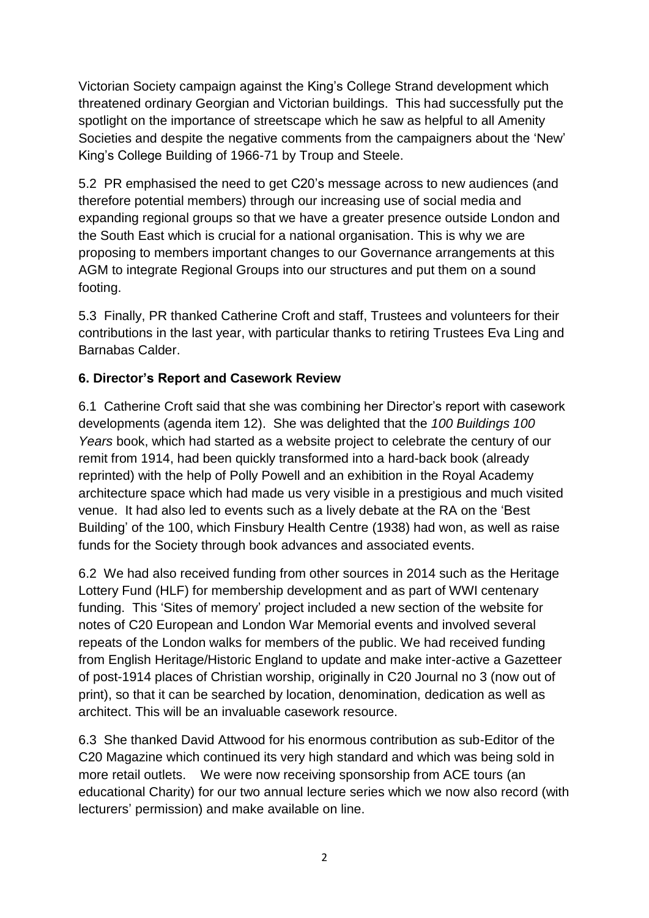Victorian Society campaign against the King's College Strand development which threatened ordinary Georgian and Victorian buildings. This had successfully put the spotlight on the importance of streetscape which he saw as helpful to all Amenity Societies and despite the negative comments from the campaigners about the 'New' King's College Building of 1966-71 by Troup and Steele.

5.2 PR emphasised the need to get C20's message across to new audiences (and therefore potential members) through our increasing use of social media and expanding regional groups so that we have a greater presence outside London and the South East which is crucial for a national organisation. This is why we are proposing to members important changes to our Governance arrangements at this AGM to integrate Regional Groups into our structures and put them on a sound footing.

5.3 Finally, PR thanked Catherine Croft and staff, Trustees and volunteers for their contributions in the last year, with particular thanks to retiring Trustees Eva Ling and Barnabas Calder.

**6. Director's Report and Casework Review**

6.1 Catherine Croft said that she was combining her Director's report with casework developments (agenda item 12). She was delighted that the *100 Buildings 100 Years* book, which had started as a website project to celebrate the century of our remit from 1914, had been quickly transformed into a hard-back book (already reprinted) with the help of Polly Powell and an exhibition in the Royal Academy architecture space which had made us very visible in a prestigious and much visited venue. It had also led to events such as a lively debate at the RA on the 'Best Building' of the 100, which Finsbury Health Centre (1938) had won, as well as raise funds for the Society through book advances and associated events.

6.2 We had also received funding from other sources in 2014 such as the Heritage Lottery Fund (HLF) for membership development and as part of WWI centenary funding. This 'Sites of memory' project included a new section of the website for notes of C20 European and London War Memorial events and involved several repeats of the London walks for members of the public. We had received funding from English Heritage/Historic England to update and make inter-active a Gazetteer of post-1914 places of Christian worship, originally in C20 Journal no 3 (now out of print), so that it can be searched by location, denomination, dedication as well as architect. This will be an invaluable casework resource.

6.3 She thanked David Attwood for his enormous contribution as sub-Editor of the C20 Magazine which continued its very high standard and which was being sold in more retail outlets. We were now receiving sponsorship from ACE tours (an educational Charity) for our two annual lecture series which we now also record (with lecturers' permission) and make available on line.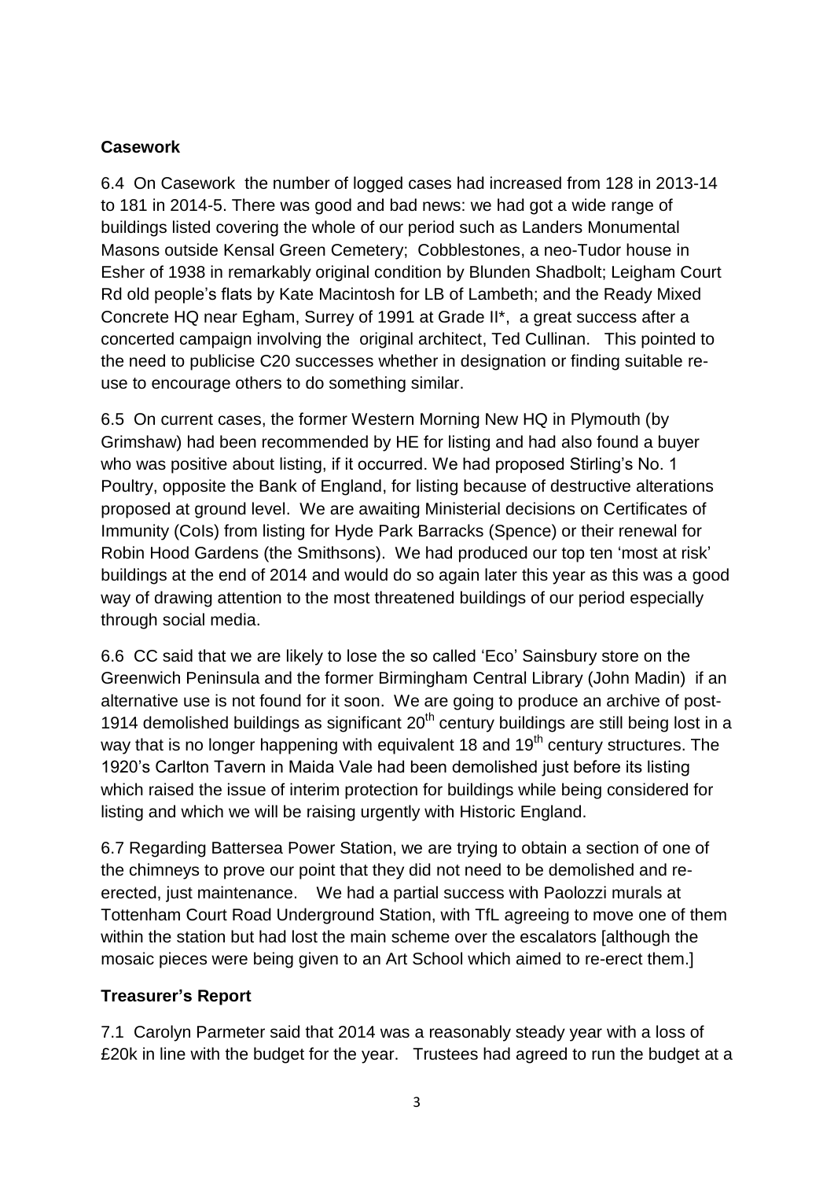## Casework

6.4 On Casework the number of logged cases had increased from 128 in 2013-14 to 181 in 2014-5. There was good and bad news: we had got a wide range of buildings listed covering the whole of our period such as Landers Monumental Masons outside Kensal Green Cemetery; Cobblestones, a neo-Tudor house in Esher of 1938 in remarkably original condition by Blunden Shadbolt; Leigham Court Rd old people's flats by Kate Macintosh for LB of Lambeth; and the Ready Mixed Concrete HQ near Egham, Surrey of 1991 at Grade II*, a great success after a concerted campaign involving the original architect, Ted Cullinan. This pointed to the need to publicise C20 successes whether in designation or finding suitable re-use to encourage others to do something similar.

6.5 On current cases, the former Western Morning New HQ in Plymouth (by Grimshaw) had been recommended by HE for listing and had also found a buyer who was positive about listing, if it occurred. We had proposed Stirling's No. 1 Poultry, opposite the Bank of England, for listing because of destructive alterations proposed at ground level. We are awaiting Ministerial decisions on Certificates of Immunity (CoIs) from listing for Hyde Park Barracks (Spence) or their renewal for Robin Hood Gardens (the Smithsons). We had produced our top ten 'most at risk' buildings at the end of 2014 and would do so again later this year as this was a good way of drawing attention to the most threatened buildings of our period especially through social media.

6.6 CC said that we are likely to lose the so called 'Eco' Sainsbury store on the Greenwich Peninsula and the former Birmingham Central Library (John Madin) if an alternative use is not found for it soon. We are going to produce an archive of post-1914 demolished buildings as significant 20th century buildings are still being lost in a way that is no longer happening with equivalent 18 and 19th century structures. The 1920's Carlton Tavern in Maida Vale had been demolished just before its listing which raised the issue of interim protection for buildings while being considered for listing and which we will be raising urgently with Historic England.

6.7 Regarding Battersea Power Station, we are trying to obtain a section of one of the chimneys to prove our point that they did not need to be demolished and re-erected, just maintenance. We had a partial success with Paolozzi murals at Tottenham Court Road Underground Station, with TfL agreeing to move one of them within the station but had lost the main scheme over the escalators [although the mosaic pieces were being given to an Art School which aimed to re-erect them.]

## Treasurer's Report

7.1 Carolyn Parmeter said that 2014 was a reasonably steady year with a loss of £20k in line with the budget for the year. Trustees had agreed to run the budget at a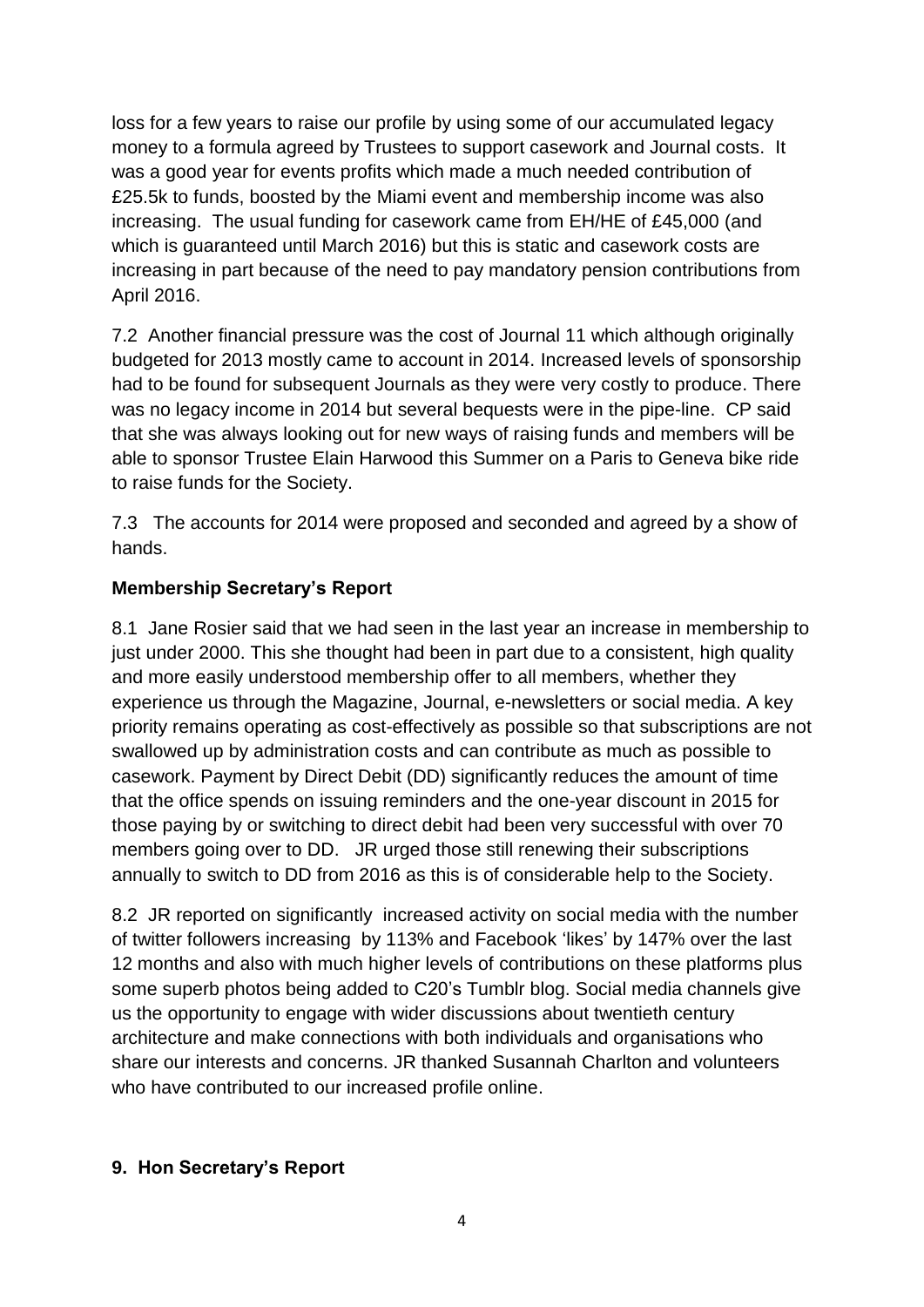loss for a few years to raise our profile by using some of our accumulated legacy money to a formula agreed by Trustees to support casework and Journal costs. It was a good year for events profits which made a much needed contribution of £25.5k to funds, boosted by the Miami event and membership income was also increasing. The usual funding for casework came from EH/HE of £45,000 (and which is guaranteed until March 2016) but this is static and casework costs are increasing in part because of the need to pay mandatory pension contributions from April 2016.

7.2 Another financial pressure was the cost of Journal 11 which although originally budgeted for 2013 mostly came to account in 2014. Increased levels of sponsorship had to be found for subsequent Journals as they were very costly to produce. There was no legacy income in 2014 but several bequests were in the pipe-line. CP said that she was always looking out for new ways of raising funds and members will be able to sponsor Trustee Elain Harwood this Summer on a Paris to Geneva bike ride to raise funds for the Society.

7.3 The accounts for 2014 were proposed and seconded and agreed by a show of hands.

**Membership Secretary's Report**

8.1 Jane Rosier said that we had seen in the last year an increase in membership to just under 2000. This she thought had been in part due to a consistent, high quality and more easily understood membership offer to all members, whether they experience us through the Magazine, Journal, e-newsletters or social media. A key priority remains operating as cost-effectively as possible so that subscriptions are not swallowed up by administration costs and can contribute as much as possible to casework. Payment by Direct Debit (DD) significantly reduces the amount of time that the office spends on issuing reminders and the one-year discount in 2015 for those paying by or switching to direct debit had been very successful with over 70 members going over to DD. JR urged those still renewing their subscriptions annually to switch to DD from 2016 as this is of considerable help to the Society.

8.2 JR reported on significantly increased activity on social media with the number of twitter followers increasing by 113% and Facebook 'likes' by 147% over the last 12 months and also with much higher levels of contributions on these platforms plus some superb photos being added to C20's Tumblr blog. Social media channels give us the opportunity to engage with wider discussions about twentieth century architecture and make connections with both individuals and organisations who share our interests and concerns. JR thanked Susannah Charlton and volunteers who have contributed to our increased profile online.

**9. Hon Secretary's Report**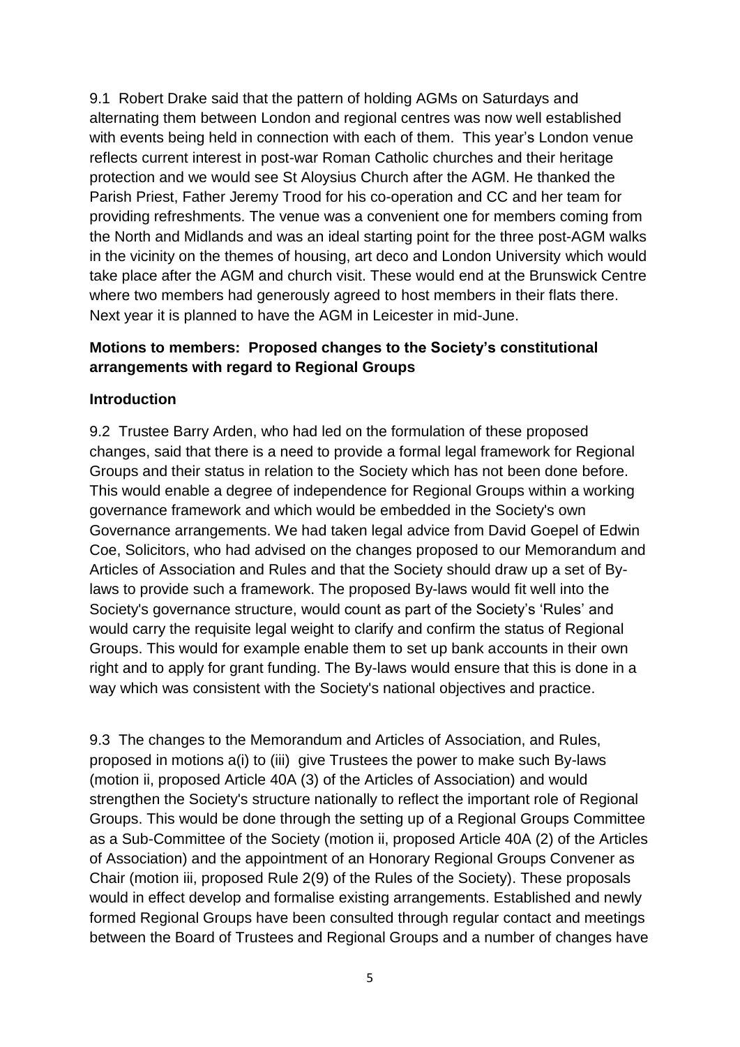9.1 Robert Drake said that the pattern of holding AGMs on Saturdays and alternating them between London and regional centres was now well established with events being held in connection with each of them. This year's London venue reflects current interest in post-war Roman Catholic churches and their heritage protection and we would see St Aloysius Church after the AGM. He thanked the Parish Priest, Father Jeremy Trood for his co-operation and CC and her team for providing refreshments. The venue was a convenient one for members coming from the North and Midlands and was an ideal starting point for the three post-AGM walks in the vicinity on the themes of housing, art deco and London University which would take place after the AGM and church visit. These would end at the Brunswick Centre where two members had generously agreed to host members in their flats there. Next year it is planned to have the AGM in Leicester in mid-June.

**Motions to members: Proposed changes to the Society's constitutional arrangements with regard to Regional Groups**

**Introduction**

9.2 Trustee Barry Arden, who had led on the formulation of these proposed changes, said that there is a need to provide a formal legal framework for Regional Groups and their status in relation to the Society which has not been done before. This would enable a degree of independence for Regional Groups within a working governance framework and which would be embedded in the Society's own Governance arrangements. We had taken legal advice from David Goepel of Edwin Coe, Solicitors, who had advised on the changes proposed to our Memorandum and Articles of Association and Rules and that the Society should draw up a set of By-laws to provide such a framework. The proposed By-laws would fit well into the Society's governance structure, would count as part of the Society's 'Rules' and would carry the requisite legal weight to clarify and confirm the status of Regional Groups. This would for example enable them to set up bank accounts in their own right and to apply for grant funding. The By-laws would ensure that this is done in a way which was consistent with the Society's national objectives and practice.

9.3 The changes to the Memorandum and Articles of Association, and Rules, proposed in motions a(i) to (iii) give Trustees the power to make such By-laws (motion ii, proposed Article 40A (3) of the Articles of Association) and would strengthen the Society's structure nationally to reflect the important role of Regional Groups. This would be done through the setting up of a Regional Groups Committee as a Sub-Committee of the Society (motion ii, proposed Article 40A (2) of the Articles of Association) and the appointment of an Honorary Regional Groups Convener as Chair (motion iii, proposed Rule 2(9) of the Rules of the Society). These proposals would in effect develop and formalise existing arrangements. Established and newly formed Regional Groups have been consulted through regular contact and meetings between the Board of Trustees and Regional Groups and a number of changes have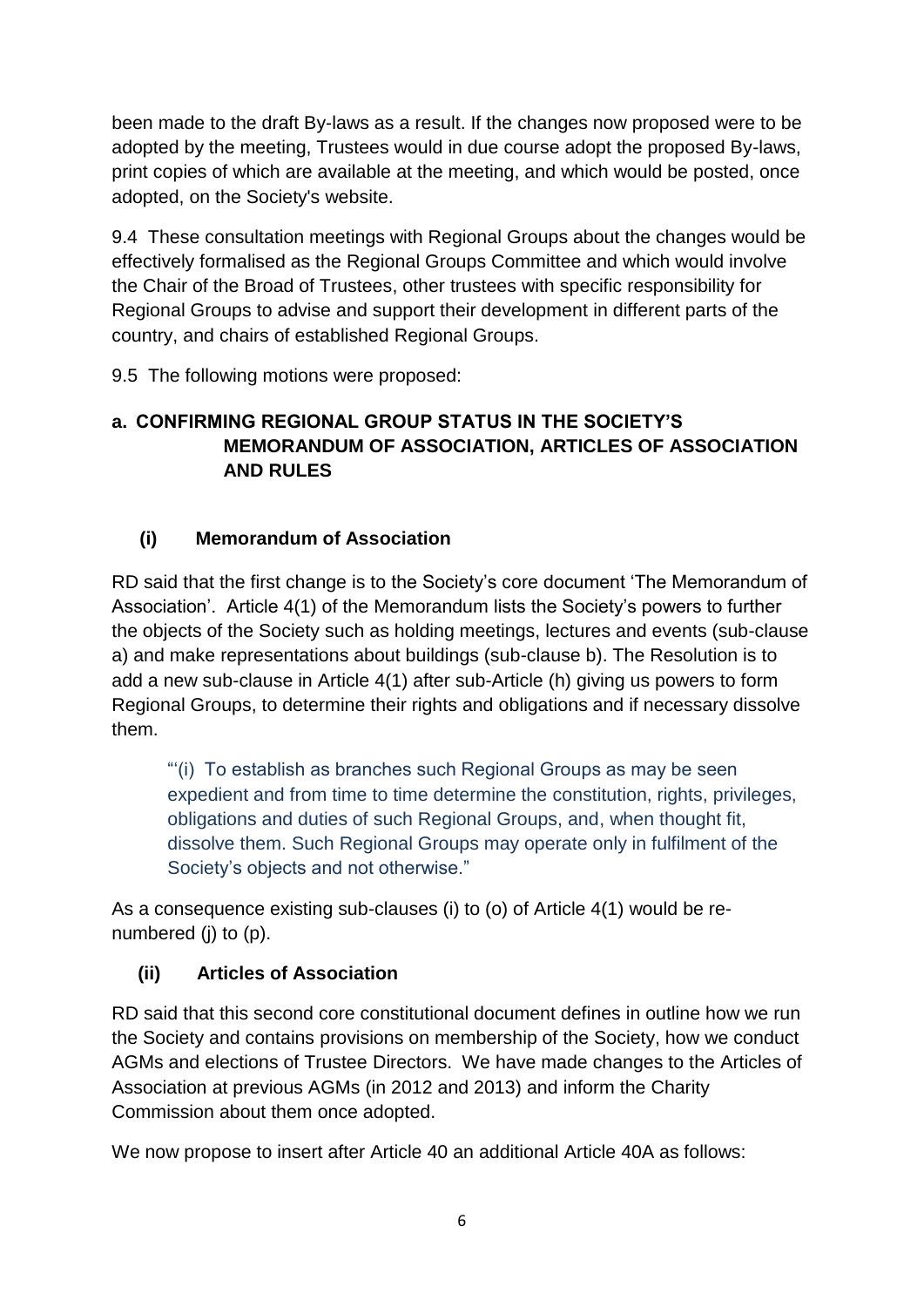been made to the draft By-laws as a result. If the changes now proposed were to be adopted by the meeting, Trustees would in due course adopt the proposed By-laws, print copies of which are available at the meeting, and which would be posted, once adopted, on the Society's website.

9.4 These consultation meetings with Regional Groups about the changes would be effectively formalised as the Regional Groups Committee and which would involve the Chair of the Broad of Trustees, other trustees with specific responsibility for Regional Groups to advise and support their development in different parts of the country, and chairs of established Regional Groups.

9.5 The following motions were proposed:

**a. CONFIRMING REGIONAL GROUP STATUS IN THE SOCIETY'S MEMORANDUM OF ASSOCIATION, ARTICLES OF ASSOCIATION AND RULES**

**(i) Memorandum of Association**

RD said that the first change is to the Society's core document 'The Memorandum of Association'. Article 4(1) of the Memorandum lists the Society's powers to further the objects of the Society such as holding meetings, lectures and events (sub-clause a) and make representations about buildings (sub-clause b). The Resolution is to add a new sub-clause in Article 4(1) after sub-Article (h) giving us powers to form Regional Groups, to determine their rights and obligations and if necessary dissolve them.

> "'(i) To establish as branches such Regional Groups as may be seen expedient and from time to time determine the constitution, rights, privileges, obligations and duties of such Regional Groups, and, when thought fit, dissolve them. Such Regional Groups may operate only in fulfilment of the Society's objects and not otherwise."

As a consequence existing sub-clauses (i) to (o) of Article 4(1) would be re-numbered (j) to (p).

**(ii) Articles of Association**

RD said that this second core constitutional document defines in outline how we run the Society and contains provisions on membership of the Society, how we conduct AGMs and elections of Trustee Directors. We have made changes to the Articles of Association at previous AGMs (in 2012 and 2013) and inform the Charity Commission about them once adopted.

We now propose to insert after Article 40 an additional Article 40A as follows: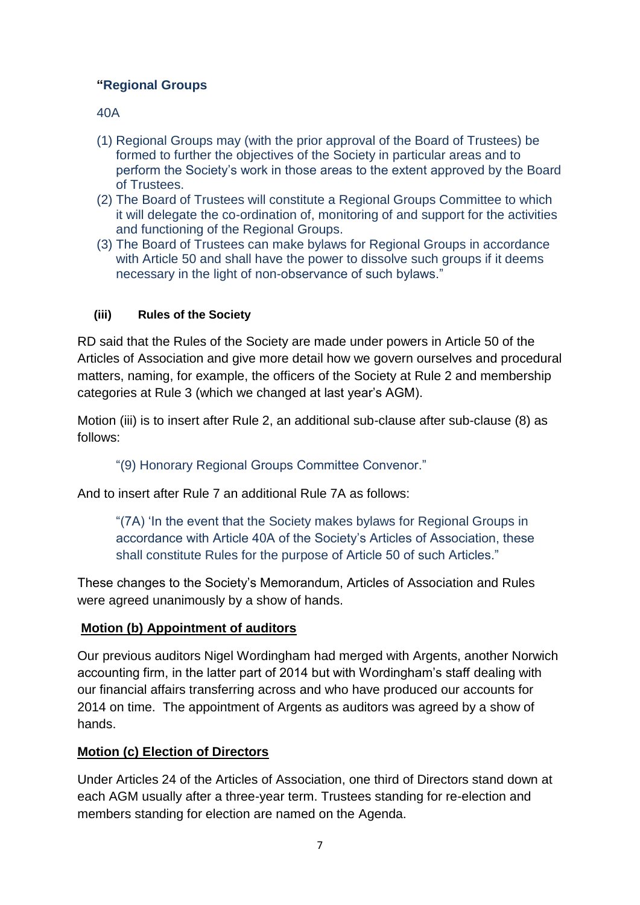**"Regional Groups**

40A

(1) Regional Groups may (with the prior approval of the Board of Trustees) be formed to further the objectives of the Society in particular areas and to perform the Society's work in those areas to the extent approved by the Board of Trustees.
(2) The Board of Trustees will constitute a Regional Groups Committee to which it will delegate the co-ordination of, monitoring of and support for the activities and functioning of the Regional Groups.
(3) The Board of Trustees can make bylaws for Regional Groups in accordance with Article 50 and shall have the power to dissolve such groups if it deems necessary in the light of non-observance of such bylaws."

**(iii) Rules of the Society**

RD said that the Rules of the Society are made under powers in Article 50 of the Articles of Association and give more detail how we govern ourselves and procedural matters, naming, for example, the officers of the Society at Rule 2 and membership categories at Rule 3 (which we changed at last year's AGM).

Motion (iii) is to insert after Rule 2, an additional sub-clause after sub-clause (8) as follows:

"(9) Honorary Regional Groups Committee Convenor."

And to insert after Rule 7 an additional Rule 7A as follows:

"(7A) 'In the event that the Society makes bylaws for Regional Groups in accordance with Article 40A of the Society's Articles of Association, these shall constitute Rules for the purpose of Article 50 of such Articles."

These changes to the Society's Memorandum, Articles of Association and Rules were agreed unanimously by a show of hands.

**<u>Motion (b) Appointment of auditors</u>**

Our previous auditors Nigel Wordingham had merged with Argents, another Norwich accounting firm, in the latter part of 2014 but with Wordingham's staff dealing with our financial affairs transferring across and who have produced our accounts for 2014 on time. The appointment of Argents as auditors was agreed by a show of hands.

**<u>Motion (c) Election of Directors</u>**

Under Articles 24 of the Articles of Association, one third of Directors stand down at each AGM usually after a three-year term. Trustees standing for re-election and members standing for election are named on the Agenda.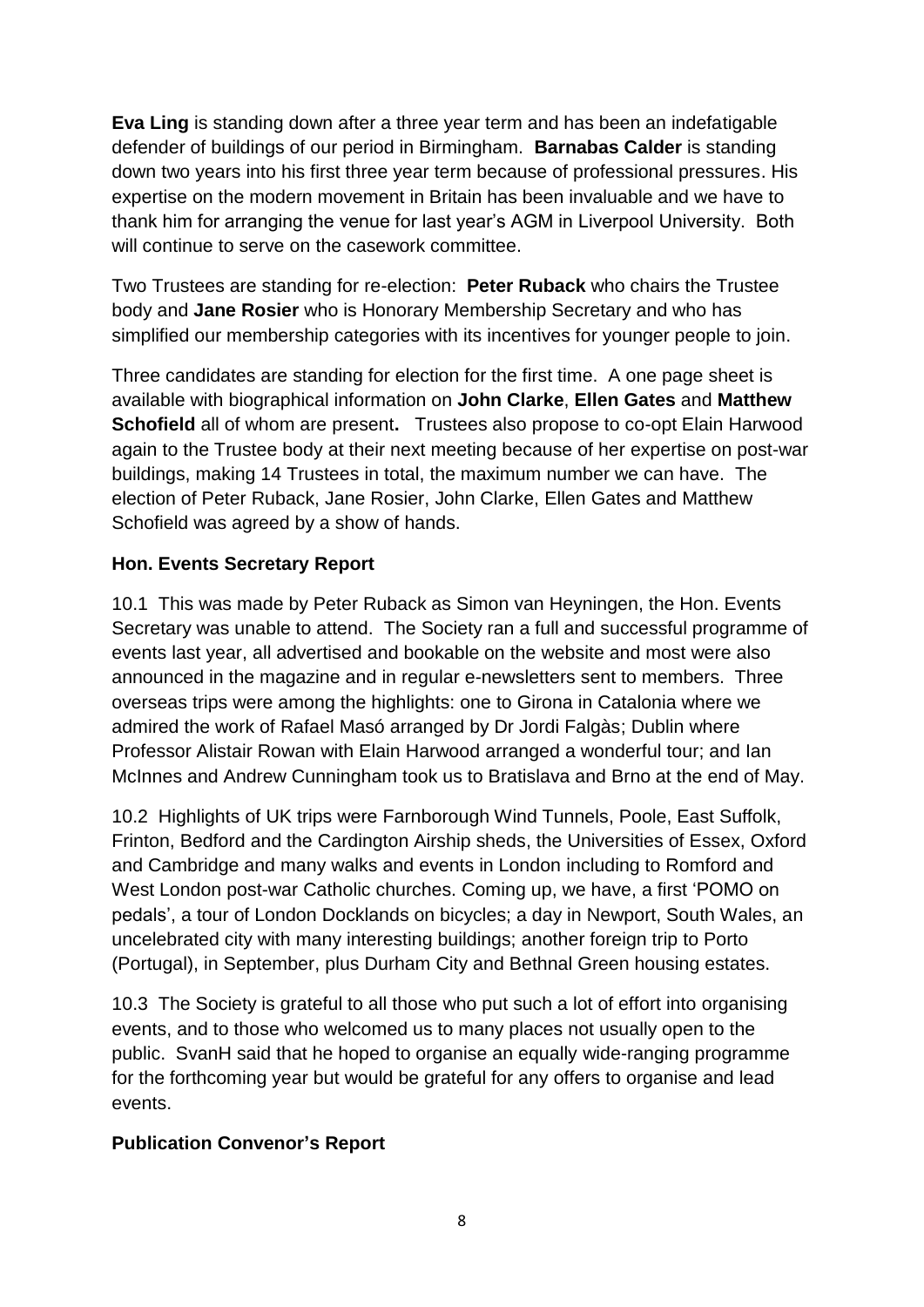**Eva Ling** is standing down after a three year term and has been an indefatigable defender of buildings of our period in Birmingham. **Barnabas Calder** is standing down two years into his first three year term because of professional pressures. His expertise on the modern movement in Britain has been invaluable and we have to thank him for arranging the venue for last year's AGM in Liverpool University. Both will continue to serve on the casework committee.

Two Trustees are standing for re-election: **Peter Ruback** who chairs the Trustee body and **Jane Rosier** who is Honorary Membership Secretary and who has simplified our membership categories with its incentives for younger people to join.

Three candidates are standing for election for the first time. A one page sheet is available with biographical information on **John Clarke**, **Ellen Gates** and **Matthew Schofield** all of whom are present**.** Trustees also propose to co-opt Elain Harwood again to the Trustee body at their next meeting because of her expertise on post-war buildings, making 14 Trustees in total, the maximum number we can have. The election of Peter Ruback, Jane Rosier, John Clarke, Ellen Gates and Matthew Schofield was agreed by a show of hands.

**Hon. Events Secretary Report**

10.1 This was made by Peter Ruback as Simon van Heyningen, the Hon. Events Secretary was unable to attend. The Society ran a full and successful programme of events last year, all advertised and bookable on the website and most were also announced in the magazine and in regular e-newsletters sent to members. Three overseas trips were among the highlights: one to Girona in Catalonia where we admired the work of Rafael Masó arranged by Dr Jordi Falgàs; Dublin where Professor Alistair Rowan with Elain Harwood arranged a wonderful tour; and Ian McInnes and Andrew Cunningham took us to Bratislava and Brno at the end of May.

10.2 Highlights of UK trips were Farnborough Wind Tunnels, Poole, East Suffolk, Frinton, Bedford and the Cardington Airship sheds, the Universities of Essex, Oxford and Cambridge and many walks and events in London including to Romford and West London post-war Catholic churches. Coming up, we have, a first 'POMO on pedals', a tour of London Docklands on bicycles; a day in Newport, South Wales, an uncelebrated city with many interesting buildings; another foreign trip to Porto (Portugal), in September, plus Durham City and Bethnal Green housing estates.

10.3 The Society is grateful to all those who put such a lot of effort into organising events, and to those who welcomed us to many places not usually open to the public. SvanH said that he hoped to organise an equally wide-ranging programme for the forthcoming year but would be grateful for any offers to organise and lead events.

**Publication Convenor's Report**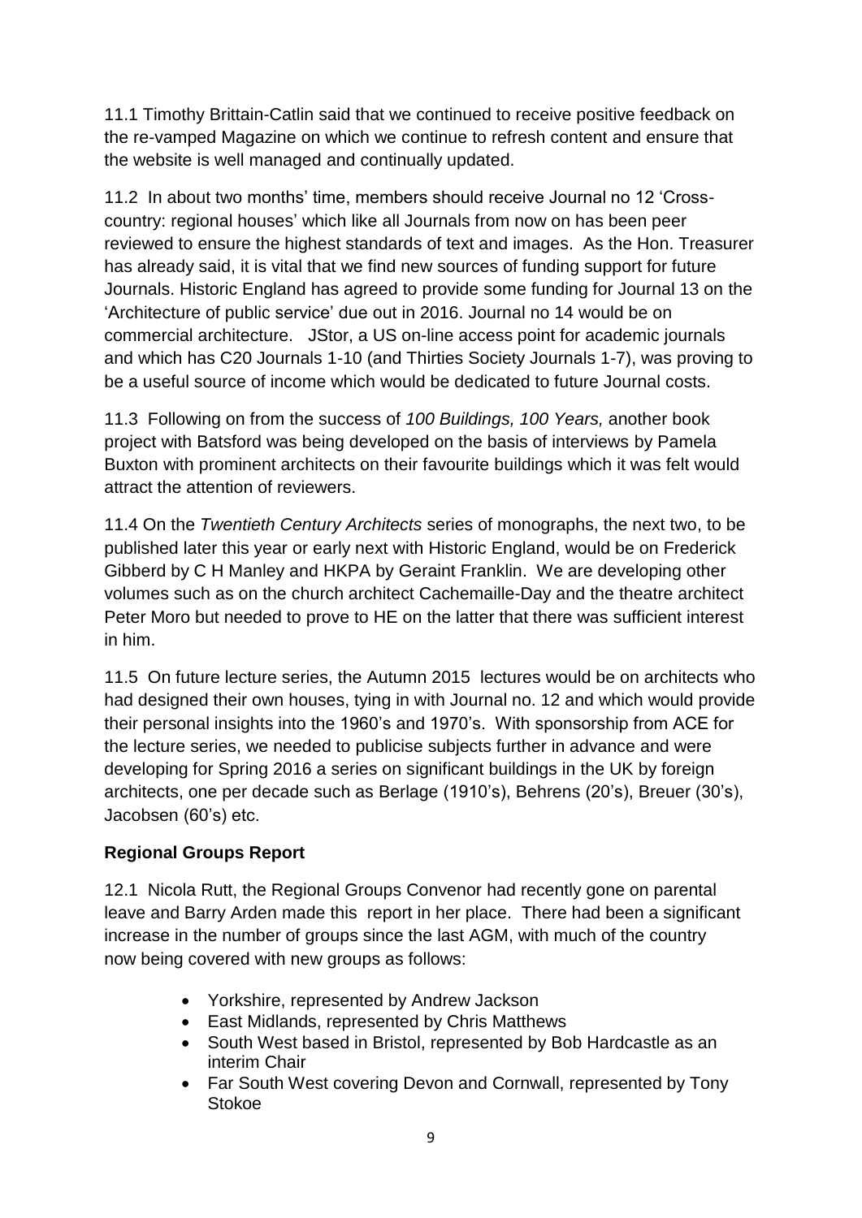11.1 Timothy Brittain-Catlin said that we continued to receive positive feedback on the re-vamped Magazine on which we continue to refresh content and ensure that the website is well managed and continually updated.

11.2 In about two months' time, members should receive Journal no 12 'Cross-country: regional houses' which like all Journals from now on has been peer reviewed to ensure the highest standards of text and images. As the Hon. Treasurer has already said, it is vital that we find new sources of funding support for future Journals. Historic England has agreed to provide some funding for Journal 13 on the 'Architecture of public service' due out in 2016. Journal no 14 would be on commercial architecture. JStor, a US on-line access point for academic journals and which has C20 Journals 1-10 (and Thirties Society Journals 1-7), was proving to be a useful source of income which would be dedicated to future Journal costs.

11.3 Following on from the success of *100 Buildings, 100 Years,* another book project with Batsford was being developed on the basis of interviews by Pamela Buxton with prominent architects on their favourite buildings which it was felt would attract the attention of reviewers.

11.4 On the *Twentieth Century Architects* series of monographs, the next two, to be published later this year or early next with Historic England, would be on Frederick Gibberd by C H Manley and HKPA by Geraint Franklin. We are developing other volumes such as on the church architect Cachemaille-Day and the theatre architect Peter Moro but needed to prove to HE on the latter that there was sufficient interest in him.

11.5 On future lecture series, the Autumn 2015 lectures would be on architects who had designed their own houses, tying in with Journal no. 12 and which would provide their personal insights into the 1960's and 1970's. With sponsorship from ACE for the lecture series, we needed to publicise subjects further in advance and were developing for Spring 2016 a series on significant buildings in the UK by foreign architects, one per decade such as Berlage (1910's), Behrens (20's), Breuer (30's), Jacobsen (60's) etc.

**Regional Groups Report**

12.1 Nicola Rutt, the Regional Groups Convenor had recently gone on parental leave and Barry Arden made this report in her place. There had been a significant increase in the number of groups since the last AGM, with much of the country now being covered with new groups as follows:

- Yorkshire, represented by Andrew Jackson
- East Midlands, represented by Chris Matthews
- South West based in Bristol, represented by Bob Hardcastle as an interim Chair
- Far South West covering Devon and Cornwall, represented by Tony Stokoe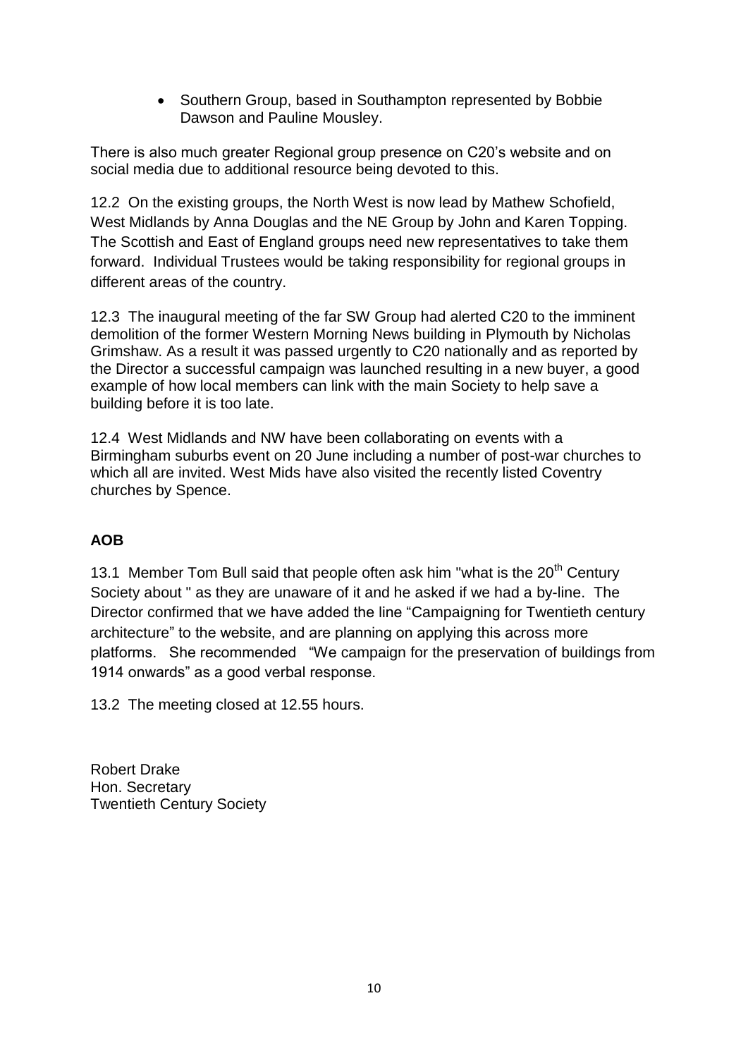- Southern Group, based in Southampton represented by Bobbie Dawson and Pauline Mousley.

There is also much greater Regional group presence on C20's website and on social media due to additional resource being devoted to this.

12.2 On the existing groups, the North West is now lead by Mathew Schofield, West Midlands by Anna Douglas and the NE Group by John and Karen Topping. The Scottish and East of England groups need new representatives to take them forward. Individual Trustees would be taking responsibility for regional groups in different areas of the country.

12.3 The inaugural meeting of the far SW Group had alerted C20 to the imminent demolition of the former Western Morning News building in Plymouth by Nicholas Grimshaw. As a result it was passed urgently to C20 nationally and as reported by the Director a successful campaign was launched resulting in a new buyer, a good example of how local members can link with the main Society to help save a building before it is too late.

12.4 West Midlands and NW have been collaborating on events with a Birmingham suburbs event on 20 June including a number of post-war churches to which all are invited. West Mids have also visited the recently listed Coventry churches by Spence.

**AOB**

13.1 Member Tom Bull said that people often ask him "what is the 20th Century Society about " as they are unaware of it and he asked if we had a by-line. The Director confirmed that we have added the line "Campaigning for Twentieth century architecture" to the website, and are planning on applying this across more platforms. She recommended "We campaign for the preservation of buildings from 1914 onwards" as a good verbal response.

13.2 The meeting closed at 12.55 hours.

Robert Drake
Hon. Secretary
Twentieth Century Society